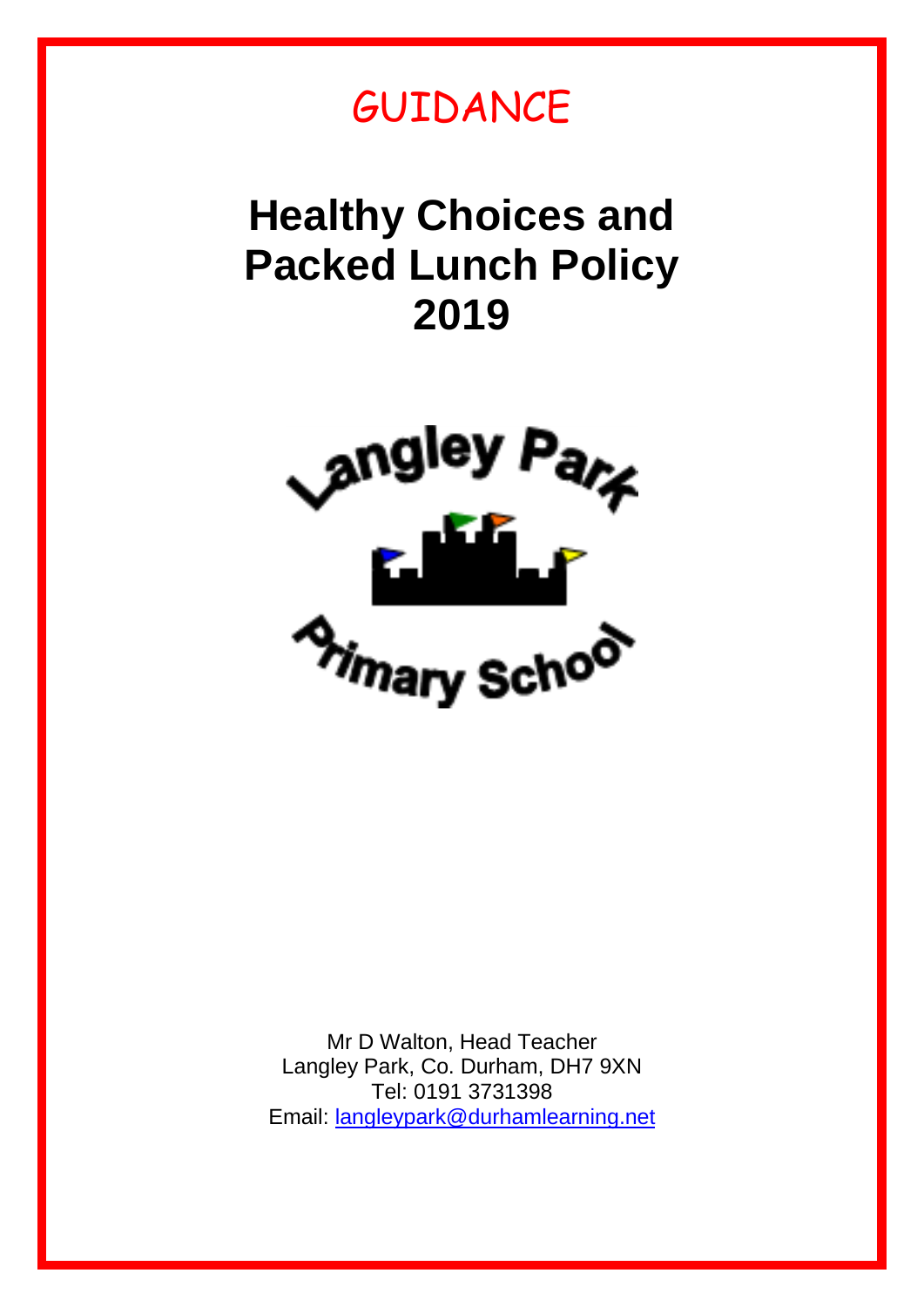GUIDANCE

# Healthy Choices and Packed Lunch Policy 2019

Langley Park Primary School

Mr D Walton, Head Teacher
Langley Park, Co. Durham, DH7 9XN
Tel: 0191 3731398
Email: langleypark@durhamlearning.net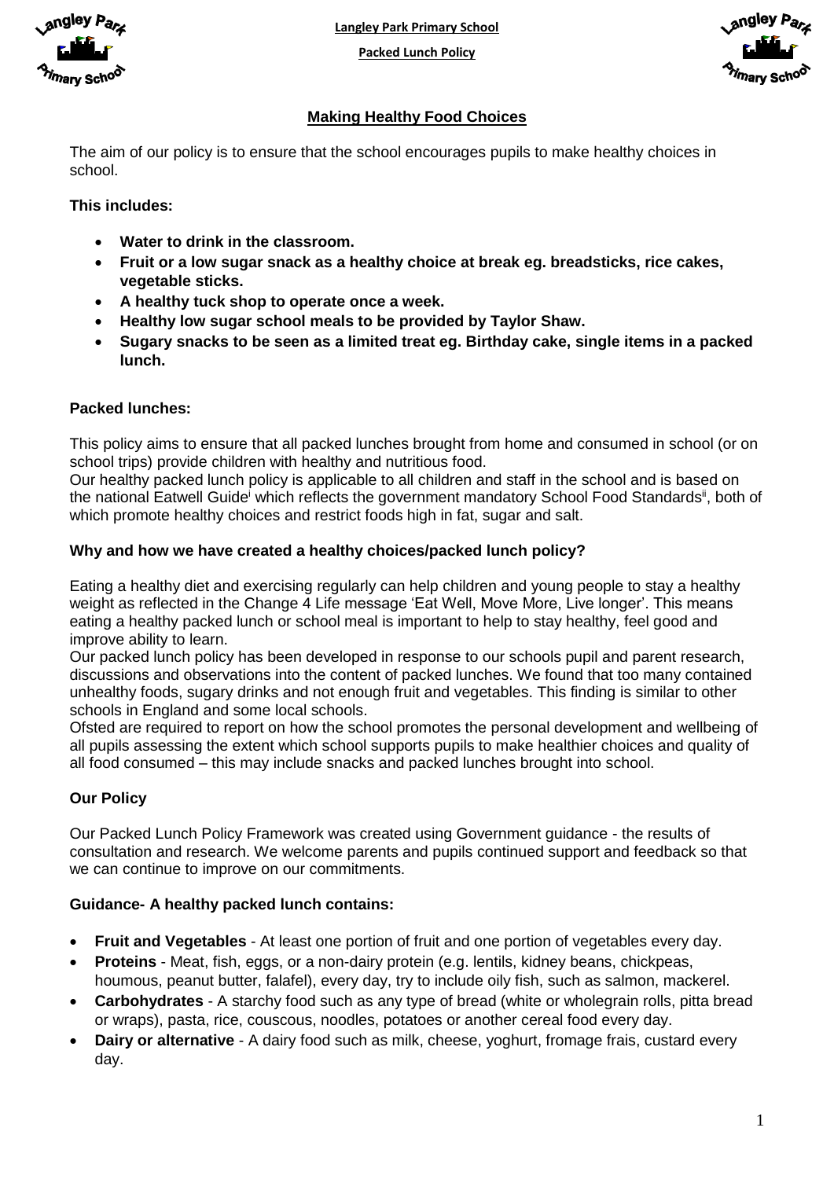## Making Healthy Food Choices

The aim of our policy is to ensure that the school encourages pupils to make healthy choices in school.

**This includes:**

- **Water to drink in the classroom.**
- **Fruit or a low sugar snack as a healthy choice at break eg. breadsticks, rice cakes, vegetable sticks.**
- **A healthy tuck shop to operate once a week.**
- **Healthy low sugar school meals to be provided by Taylor Shaw.**
- **Sugary snacks to be seen as a limited treat eg. Birthday cake, single items in a packed lunch.**

### Packed lunches:

This policy aims to ensure that all packed lunches brought from home and consumed in school (or on school trips) provide children with healthy and nutritious food.

Our healthy packed lunch policy is applicable to all children and staff in the school and is based on the national Eatwell Guide[i] which reflects the government mandatory School Food Standards[ii], both of which promote healthy choices and restrict foods high in fat, sugar and salt.

### Why and how we have created a healthy choices/packed lunch policy?

Eating a healthy diet and exercising regularly can help children and young people to stay a healthy weight as reflected in the Change 4 Life message 'Eat Well, Move More, Live longer'. This means eating a healthy packed lunch or school meal is important to help to stay healthy, feel good and improve ability to learn.

Our packed lunch policy has been developed in response to our schools pupil and parent research, discussions and observations into the content of packed lunches. We found that too many contained unhealthy foods, sugary drinks and not enough fruit and vegetables. This finding is similar to other schools in England and some local schools.

Ofsted are required to report on how the school promotes the personal development and wellbeing of all pupils assessing the extent which school supports pupils to make healthier choices and quality of all food consumed – this may include snacks and packed lunches brought into school.

### Our Policy

Our Packed Lunch Policy Framework was created using Government guidance - the results of consultation and research. We welcome parents and pupils continued support and feedback so that we can continue to improve on our commitments.

### Guidance- A healthy packed lunch contains:

- **Fruit and Vegetables** - At least one portion of fruit and one portion of vegetables every day.
- **Proteins** - Meat, fish, eggs, or a non-dairy protein (e.g. lentils, kidney beans, chickpeas, houmous, peanut butter, falafel), every day, try to include oily fish, such as salmon, mackerel.
- **Carbohydrates** - A starchy food such as any type of bread (white or wholegrain rolls, pitta bread or wraps), pasta, rice, couscous, noodles, potatoes or another cereal food every day.
- **Dairy or alternative** - A dairy food such as milk, cheese, yoghurt, fromage frais, custard every day.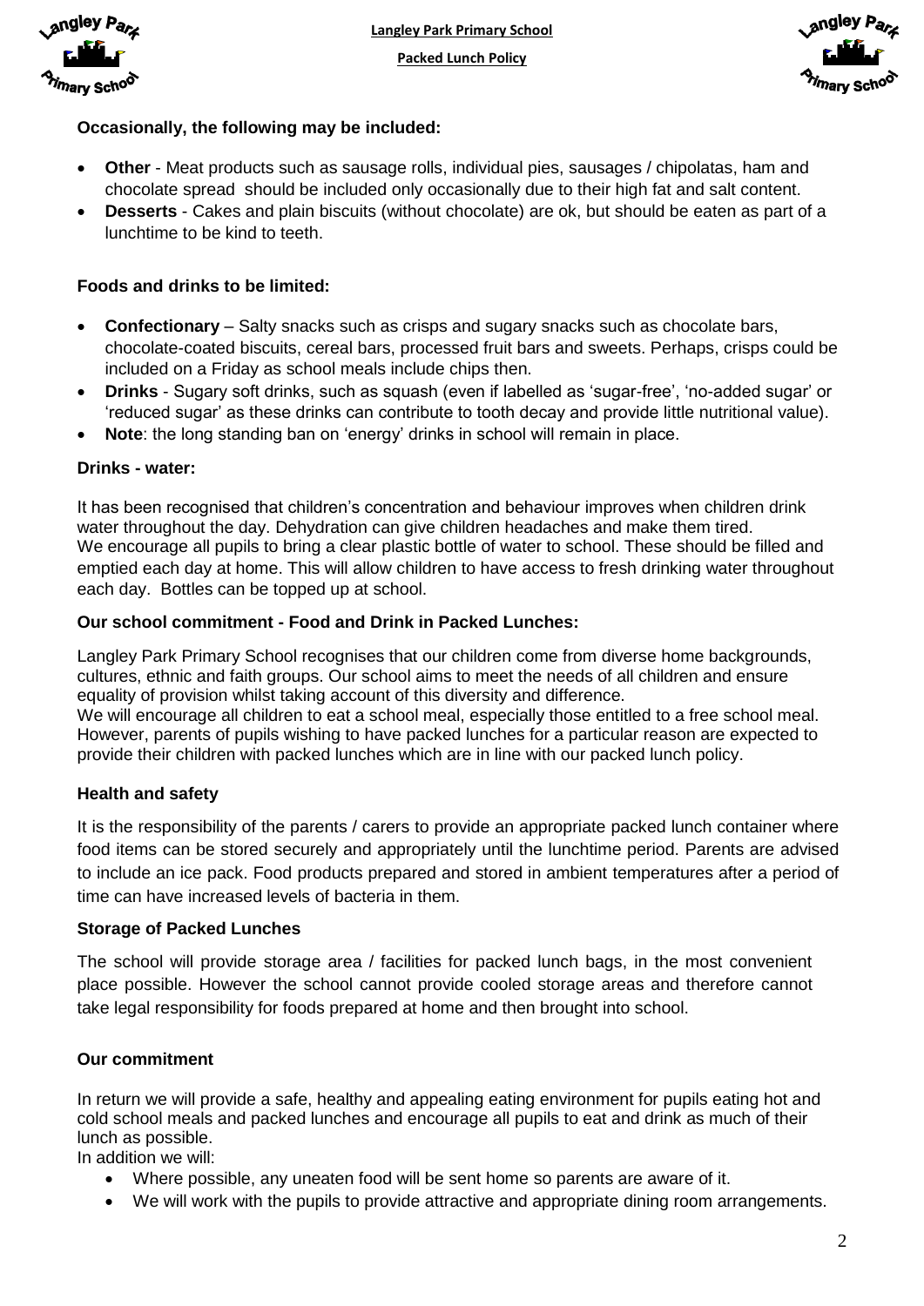**Occasionally, the following may be included:**

- **Other** - Meat products such as sausage rolls, individual pies, sausages / chipolatas, ham and chocolate spread should be included only occasionally due to their high fat and salt content.
- **Desserts** - Cakes and plain biscuits (without chocolate) are ok, but should be eaten as part of a lunchtime to be kind to teeth.

**Foods and drinks to be limited:**

- **Confectionary** – Salty snacks such as crisps and sugary snacks such as chocolate bars, chocolate-coated biscuits, cereal bars, processed fruit bars and sweets. Perhaps, crisps could be included on a Friday as school meals include chips then.
- **Drinks** - Sugary soft drinks, such as squash (even if labelled as 'sugar-free', 'no-added sugar' or 'reduced sugar' as these drinks can contribute to tooth decay and provide little nutritional value).
- **Note**: the long standing ban on 'energy' drinks in school will remain in place.

**Drinks - water:**

It has been recognised that children's concentration and behaviour improves when children drink water throughout the day. Dehydration can give children headaches and make them tired.
We encourage all pupils to bring a clear plastic bottle of water to school. These should be filled and emptied each day at home. This will allow children to have access to fresh drinking water throughout each day. Bottles can be topped up at school.

**Our school commitment - Food and Drink in Packed Lunches:**

Langley Park Primary School recognises that our children come from diverse home backgrounds, cultures, ethnic and faith groups. Our school aims to meet the needs of all children and ensure equality of provision whilst taking account of this diversity and difference.
We will encourage all children to eat a school meal, especially those entitled to a free school meal. However, parents of pupils wishing to have packed lunches for a particular reason are expected to provide their children with packed lunches which are in line with our packed lunch policy.

**Health and safety**

It is the responsibility of the parents / carers to provide an appropriate packed lunch container where food items can be stored securely and appropriately until the lunchtime period. Parents are advised to include an ice pack. Food products prepared and stored in ambient temperatures after a period of time can have increased levels of bacteria in them.

**Storage of Packed Lunches**

The school will provide storage area / facilities for packed lunch bags, in the most convenient place possible. However the school cannot provide cooled storage areas and therefore cannot take legal responsibility for foods prepared at home and then brought into school.

**Our commitment**

In return we will provide a safe, healthy and appealing eating environment for pupils eating hot and cold school meals and packed lunches and encourage all pupils to eat and drink as much of their lunch as possible.
In addition we will:

- Where possible, any uneaten food will be sent home so parents are aware of it.
- We will work with the pupils to provide attractive and appropriate dining room arrangements.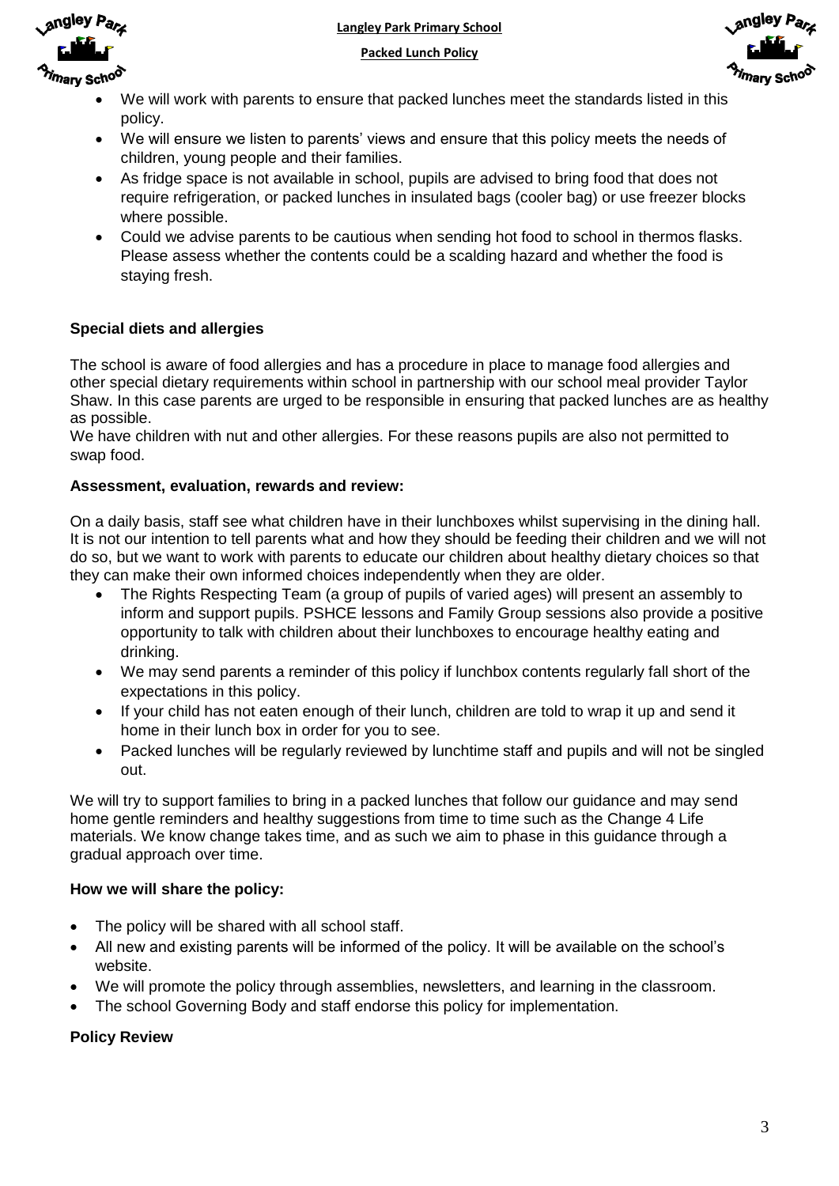- We will work with parents to ensure that packed lunches meet the standards listed in this policy.
- We will ensure we listen to parents' views and ensure that this policy meets the needs of children, young people and their families.
- As fridge space is not available in school, pupils are advised to bring food that does not require refrigeration, or packed lunches in insulated bags (cooler bag) or use freezer blocks where possible.
- Could we advise parents to be cautious when sending hot food to school in thermos flasks. Please assess whether the contents could be a scalding hazard and whether the food is staying fresh.

**Special diets and allergies**

The school is aware of food allergies and has a procedure in place to manage food allergies and other special dietary requirements within school in partnership with our school meal provider Taylor Shaw. In this case parents are urged to be responsible in ensuring that packed lunches are as healthy as possible.
We have children with nut and other allergies. For these reasons pupils are also not permitted to swap food.

**Assessment, evaluation, rewards and review:**

On a daily basis, staff see what children have in their lunchboxes whilst supervising in the dining hall. It is not our intention to tell parents what and how they should be feeding their children and we will not do so, but we want to work with parents to educate our children about healthy dietary choices so that they can make their own informed choices independently when they are older.

- The Rights Respecting Team (a group of pupils of varied ages) will present an assembly to inform and support pupils. PSHCE lessons and Family Group sessions also provide a positive opportunity to talk with children about their lunchboxes to encourage healthy eating and drinking.
- We may send parents a reminder of this policy if lunchbox contents regularly fall short of the expectations in this policy.
- If your child has not eaten enough of their lunch, children are told to wrap it up and send it home in their lunch box in order for you to see.
- Packed lunches will be regularly reviewed by lunchtime staff and pupils and will not be singled out.

We will try to support families to bring in a packed lunches that follow our guidance and may send home gentle reminders and healthy suggestions from time to time such as the Change 4 Life materials. We know change takes time, and as such we aim to phase in this guidance through a gradual approach over time.

**How we will share the policy:**

- The policy will be shared with all school staff.
- All new and existing parents will be informed of the policy. It will be available on the school's website.
- We will promote the policy through assemblies, newsletters, and learning in the classroom.
- The school Governing Body and staff endorse this policy for implementation.

**Policy Review**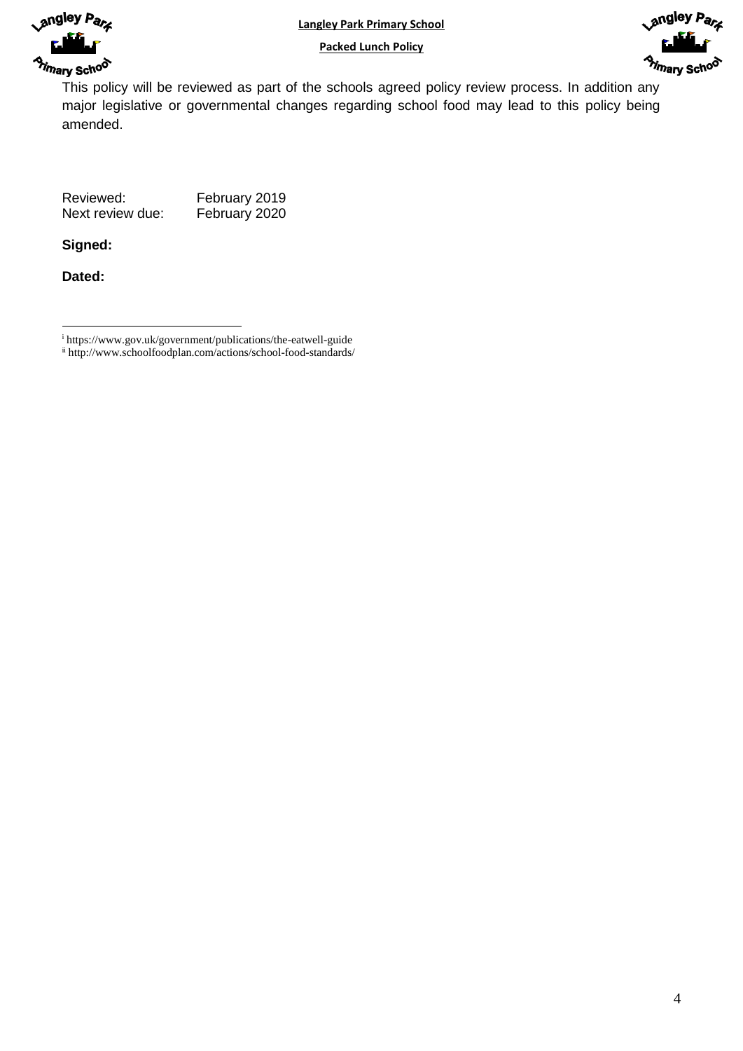This policy will be reviewed as part of the schools agreed policy review process. In addition any major legislative or governmental changes regarding school food may lead to this policy being amended.

Reviewed: February 2019
Next review due: February 2020

**Signed:**

**Dated:**

---

[i] https://www.gov.uk/government/publications/the-eatwell-guide
[ii] http://www.schoolfoodplan.com/actions/school-food-standards/